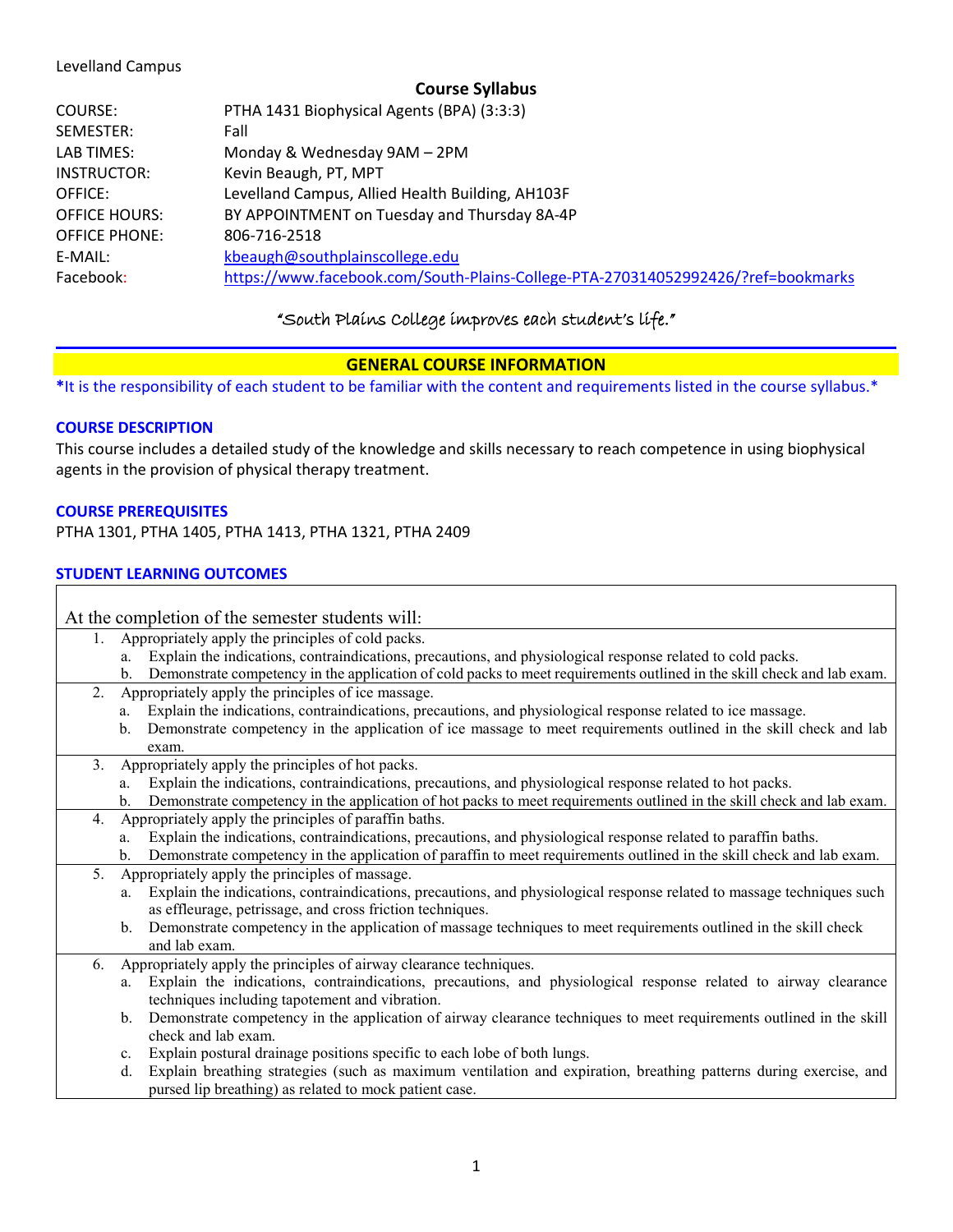Levelland Campus

## Course Syllabus

| | |
|---|---|
| COURSE: | PTHA 1431 Biophysical Agents (BPA) (3:3:3) |
| SEMESTER: | Fall |
| LAB TIMES: | Monday & Wednesday 9AM – 2PM |
| INSTRUCTOR: | Kevin Beaugh, PT, MPT |
| OFFICE: | Levelland Campus, Allied Health Building, AH103F |
| OFFICE HOURS: | BY APPOINTMENT on Tuesday and Thursday 8A-4P |
| OFFICE PHONE: | 806-716-2518 |
| E-MAIL: | kbeaugh@southplainscollege.edu |
| Facebook: | https://www.facebook.com/South-Plains-College-PTA-270314052992426/?ref=bookmarks |

*"South Plains College improves each student's life."*

## GENERAL COURSE INFORMATION

*It is the responsibility of each student to be familiar with the content and requirements listed in the course syllabus.*

### COURSE DESCRIPTION

This course includes a detailed study of the knowledge and skills necessary to reach competence in using biophysical agents in the provision of physical therapy treatment.

### COURSE PREREQUISITES

PTHA 1301, PTHA 1405, PTHA 1413, PTHA 1321, PTHA 2409

### STUDENT LEARNING OUTCOMES

At the completion of the semester students will:

1. Appropriately apply the principles of cold packs.
   a. Explain the indications, contraindications, precautions, and physiological response related to cold packs.
   b. Demonstrate competency in the application of cold packs to meet requirements outlined in the skill check and lab exam.
2. Appropriately apply the principles of ice massage.
   a. Explain the indications, contraindications, precautions, and physiological response related to ice massage.
   b. Demonstrate competency in the application of ice massage to meet requirements outlined in the skill check and lab exam.
3. Appropriately apply the principles of hot packs.
   a. Explain the indications, contraindications, precautions, and physiological response related to hot packs.
   b. Demonstrate competency in the application of hot packs to meet requirements outlined in the skill check and lab exam.
4. Appropriately apply the principles of paraffin baths.
   a. Explain the indications, contraindications, precautions, and physiological response related to paraffin baths.
   b. Demonstrate competency in the application of paraffin to meet requirements outlined in the skill check and lab exam.
5. Appropriately apply the principles of massage.
   a. Explain the indications, contraindications, precautions, and physiological response related to massage techniques such as effleurage, petrissage, and cross friction techniques.
   b. Demonstrate competency in the application of massage techniques to meet requirements outlined in the skill check and lab exam.
6. Appropriately apply the principles of airway clearance techniques.
   a. Explain the indications, contraindications, precautions, and physiological response related to airway clearance techniques including tapotement and vibration.
   b. Demonstrate competency in the application of airway clearance techniques to meet requirements outlined in the skill check and lab exam.
   c. Explain postural drainage positions specific to each lobe of both lungs.
   d. Explain breathing strategies (such as maximum ventilation and expiration, breathing patterns during exercise, and pursed lip breathing) as related to mock patient case.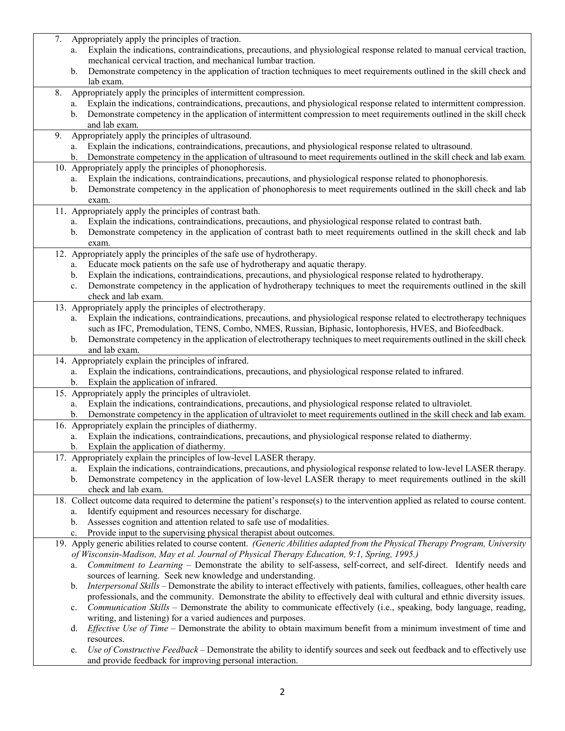7. Appropriately apply the principles of traction.
   a. Explain the indications, contraindications, precautions, and physiological response related to manual cervical traction, mechanical cervical traction, and mechanical lumbar traction.
   b. Demonstrate competency in the application of traction techniques to meet requirements outlined in the skill check and lab exam.
8. Appropriately apply the principles of intermittent compression.
   a. Explain the indications, contraindications, precautions, and physiological response related to intermittent compression.
   b. Demonstrate competency in the application of intermittent compression to meet requirements outlined in the skill check and lab exam.
9. Appropriately apply the principles of ultrasound.
   a. Explain the indications, contraindications, precautions, and physiological response related to ultrasound.
   b. Demonstrate competency in the application of ultrasound to meet requirements outlined in the skill check and lab exam.
10. Appropriately apply the principles of phonophoresis.
    a. Explain the indications, contraindications, precautions, and physiological response related to phonophoresis.
    b. Demonstrate competency in the application of phonophoresis to meet requirements outlined in the skill check and lab exam.
11. Appropriately apply the principles of contrast bath.
    a. Explain the indications, contraindications, precautions, and physiological response related to contrast bath.
    b. Demonstrate competency in the application of contrast bath to meet requirements outlined in the skill check and lab exam.
12. Appropriately apply the principles of the safe use of hydrotherapy.
    a. Educate mock patients on the safe use of hydrotherapy and aquatic therapy.
    b. Explain the indications, contraindications, precautions, and physiological response related to hydrotherapy.
    c. Demonstrate competency in the application of hydrotherapy techniques to meet the requirements outlined in the skill check and lab exam.
13. Appropriately apply the principles of electrotherapy.
    a. Explain the indications, contraindications, precautions, and physiological response related to electrotherapy techniques such as IFC, Premodulation, TENS, Combo, NMES, Russian, Biphasic, Iontophoresis, HVES, and Biofeedback.
    b. Demonstrate competency in the application of electrotherapy techniques to meet requirements outlined in the skill check and lab exam.
14. Appropriately explain the principles of infrared.
    a. Explain the indications, contraindications, precautions, and physiological response related to infrared.
    b. Explain the application of infrared.
15. Appropriately apply the principles of ultraviolet.
    a. Explain the indications, contraindications, precautions, and physiological response related to ultraviolet.
    b. Demonstrate competency in the application of ultraviolet to meet requirements outlined in the skill check and lab exam.
16. Appropriately explain the principles of diathermy.
    a. Explain the indications, contraindications, precautions, and physiological response related to diathermy.
    b. Explain the application of diathermy.
17. Appropriately explain the principles of low-level LASER therapy.
    a. Explain the indications, contraindications, precautions, and physiological response related to low-level LASER therapy.
    b. Demonstrate competency in the application of low-level LASER therapy to meet requirements outlined in the skill check and lab exam.
18. Collect outcome data required to determine the patient's response(s) to the intervention applied as related to course content.
    a. Identify equipment and resources necessary for discharge.
    b. Assesses cognition and attention related to safe use of modalities.
    c. Provide input to the supervising physical therapist about outcomes.
19. Apply generic abilities related to course content. *(Generic Abilities adapted from the Physical Therapy Program, University of Wisconsin-Madison, May et al. Journal of Physical Therapy Education, 9:1, Spring, 1995.)*
    a. *Commitment to Learning* – Demonstrate the ability to self-assess, self-correct, and self-direct. Identify needs and sources of learning. Seek new knowledge and understanding.
    b. *Interpersonal Skills* – Demonstrate the ability to interact effectively with patients, families, colleagues, other health care professionals, and the community. Demonstrate the ability to effectively deal with cultural and ethnic diversity issues.
    c. *Communication Skills* – Demonstrate the ability to communicate effectively (i.e., speaking, body language, reading, writing, and listening) for a varied audiences and purposes.
    d. *Effective Use of Time* – Demonstrate the ability to obtain maximum benefit from a minimum investment of time and resources.
    e. *Use of Constructive Feedback* – Demonstrate the ability to identify sources and seek out feedback and to effectively use and provide feedback for improving personal interaction.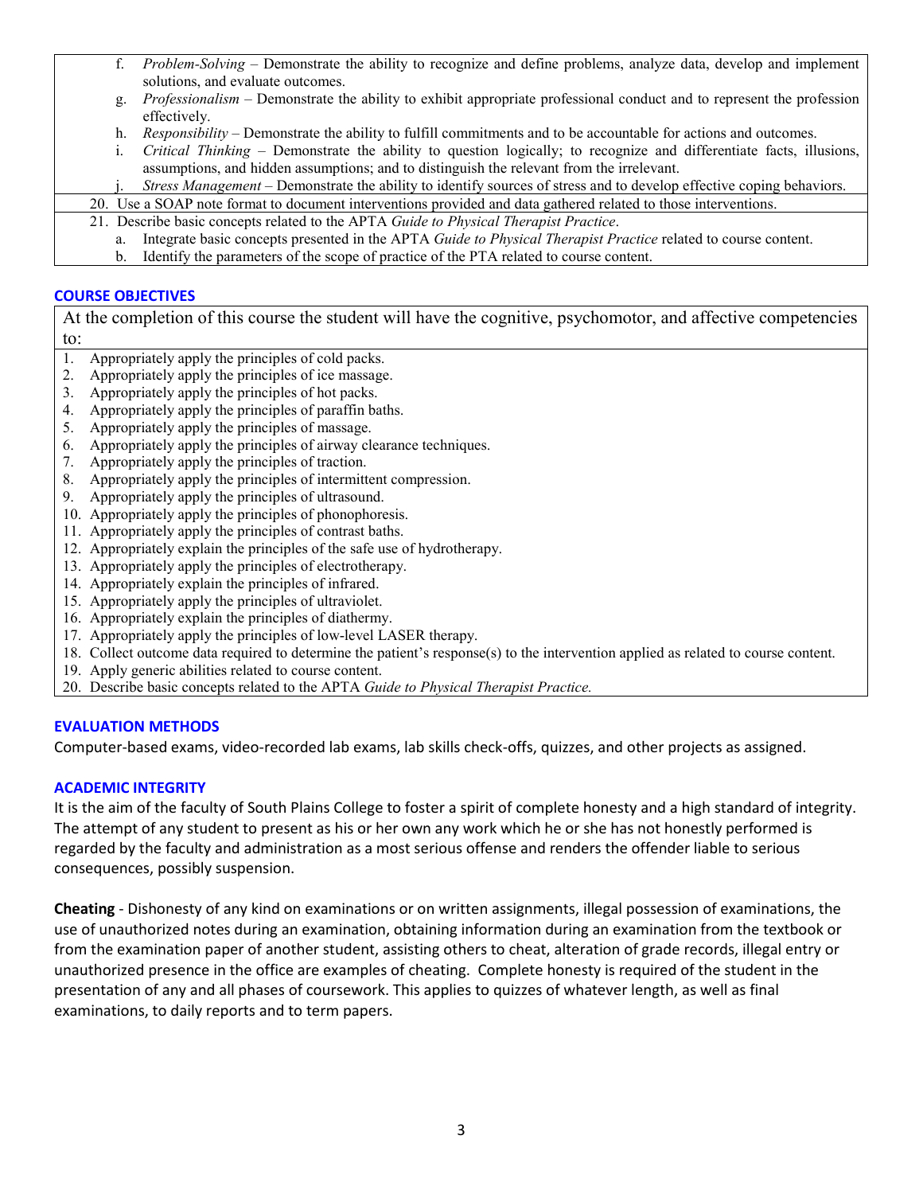- f. *Problem-Solving* – Demonstrate the ability to recognize and define problems, analyze data, develop and implement solutions, and evaluate outcomes.
   - g. *Professionalism* – Demonstrate the ability to exhibit appropriate professional conduct and to represent the profession effectively.
   - h. *Responsibility* – Demonstrate the ability to fulfill commitments and to be accountable for actions and outcomes.
   - i. *Critical Thinking* – Demonstrate the ability to question logically; to recognize and differentiate facts, illusions, assumptions, and hidden assumptions; and to distinguish the relevant from the irrelevant.
   - j. *Stress Management* – Demonstrate the ability to identify sources of stress and to develop effective coping behaviors.

20. Use a SOAP note format to document interventions provided and data gathered related to those interventions.
21. Describe basic concepts related to the APTA *Guide to Physical Therapist Practice*.
    - a. Integrate basic concepts presented in the APTA *Guide to Physical Therapist Practice* related to course content.
    - b. Identify the parameters of the scope of practice of the PTA related to course content.

## COURSE OBJECTIVES

At the completion of this course the student will have the cognitive, psychomotor, and affective competencies to:

1. Appropriately apply the principles of cold packs.
2. Appropriately apply the principles of ice massage.
3. Appropriately apply the principles of hot packs.
4. Appropriately apply the principles of paraffin baths.
5. Appropriately apply the principles of massage.
6. Appropriately apply the principles of airway clearance techniques.
7. Appropriately apply the principles of traction.
8. Appropriately apply the principles of intermittent compression.
9. Appropriately apply the principles of ultrasound.
10. Appropriately apply the principles of phonophoresis.
11. Appropriately apply the principles of contrast baths.
12. Appropriately explain the principles of the safe use of hydrotherapy.
13. Appropriately apply the principles of electrotherapy.
14. Appropriately explain the principles of infrared.
15. Appropriately apply the principles of ultraviolet.
16. Appropriately explain the principles of diathermy.
17. Appropriately apply the principles of low-level LASER therapy.
18. Collect outcome data required to determine the patient's response(s) to the intervention applied as related to course content.
19. Apply generic abilities related to course content.
20. Describe basic concepts related to the APTA *Guide to Physical Therapist Practice.*

## EVALUATION METHODS

Computer-based exams, video-recorded lab exams, lab skills check-offs, quizzes, and other projects as assigned.

## ACADEMIC INTEGRITY

It is the aim of the faculty of South Plains College to foster a spirit of complete honesty and a high standard of integrity. The attempt of any student to present as his or her own any work which he or she has not honestly performed is regarded by the faculty and administration as a most serious offense and renders the offender liable to serious consequences, possibly suspension.

**Cheating** - Dishonesty of any kind on examinations or on written assignments, illegal possession of examinations, the use of unauthorized notes during an examination, obtaining information during an examination from the textbook or from the examination paper of another student, assisting others to cheat, alteration of grade records, illegal entry or unauthorized presence in the office are examples of cheating. Complete honesty is required of the student in the presentation of any and all phases of coursework. This applies to quizzes of whatever length, as well as final examinations, to daily reports and to term papers.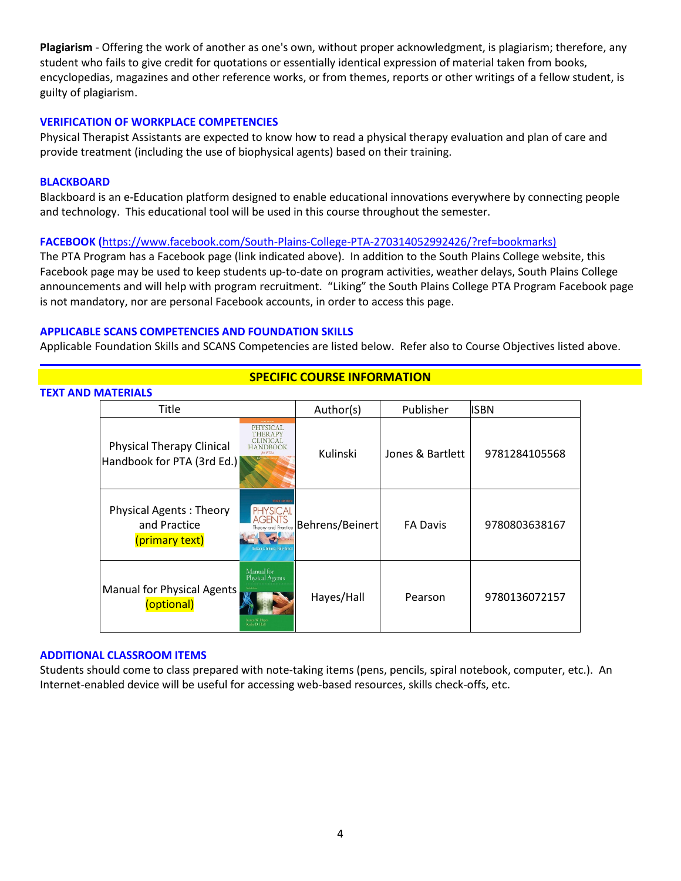**Plagiarism** - Offering the work of another as one's own, without proper acknowledgment, is plagiarism; therefore, any student who fails to give credit for quotations or essentially identical expression of material taken from books, encyclopedias, magazines and other reference works, or from themes, reports or other writings of a fellow student, is guilty of plagiarism.

### VERIFICATION OF WORKPLACE COMPETENCIES

Physical Therapist Assistants are expected to know how to read a physical therapy evaluation and plan of care and provide treatment (including the use of biophysical agents) based on their training.

### BLACKBOARD

Blackboard is an e-Education platform designed to enable educational innovations everywhere by connecting people and technology. This educational tool will be used in this course throughout the semester.

### FACEBOOK (https://www.facebook.com/South-Plains-College-PTA-270314052992426/?ref=bookmarks)

The PTA Program has a Facebook page (link indicated above). In addition to the South Plains College website, this Facebook page may be used to keep students up-to-date on program activities, weather delays, South Plains College announcements and will help with program recruitment. "Liking" the South Plains College PTA Program Facebook page is not mandatory, nor are personal Facebook accounts, in order to access this page.

### APPLICABLE SCANS COMPETENCIES AND FOUNDATION SKILLS

Applicable Foundation Skills and SCANS Competencies are listed below. Refer also to Course Objectives listed above.

## SPECIFIC COURSE INFORMATION

### TEXT AND MATERIALS

| Title | Author(s) | Publisher | ISBN |
|---|---|---|---|
| Physical Therapy Clinical Handbook for PTA (3rd Ed.) | Kulinski | Jones & Bartlett | 9781284105568 |
| Physical Agents : Theory and Practice (primary text) | Behrens/Beinert | FA Davis | 9780803638167 |
| Manual for Physical Agents (optional) | Hayes/Hall | Pearson | 9780136072157 |

### ADDITIONAL CLASSROOM ITEMS

Students should come to class prepared with note-taking items (pens, pencils, spiral notebook, computer, etc.). An Internet-enabled device will be useful for accessing web-based resources, skills check-offs, etc.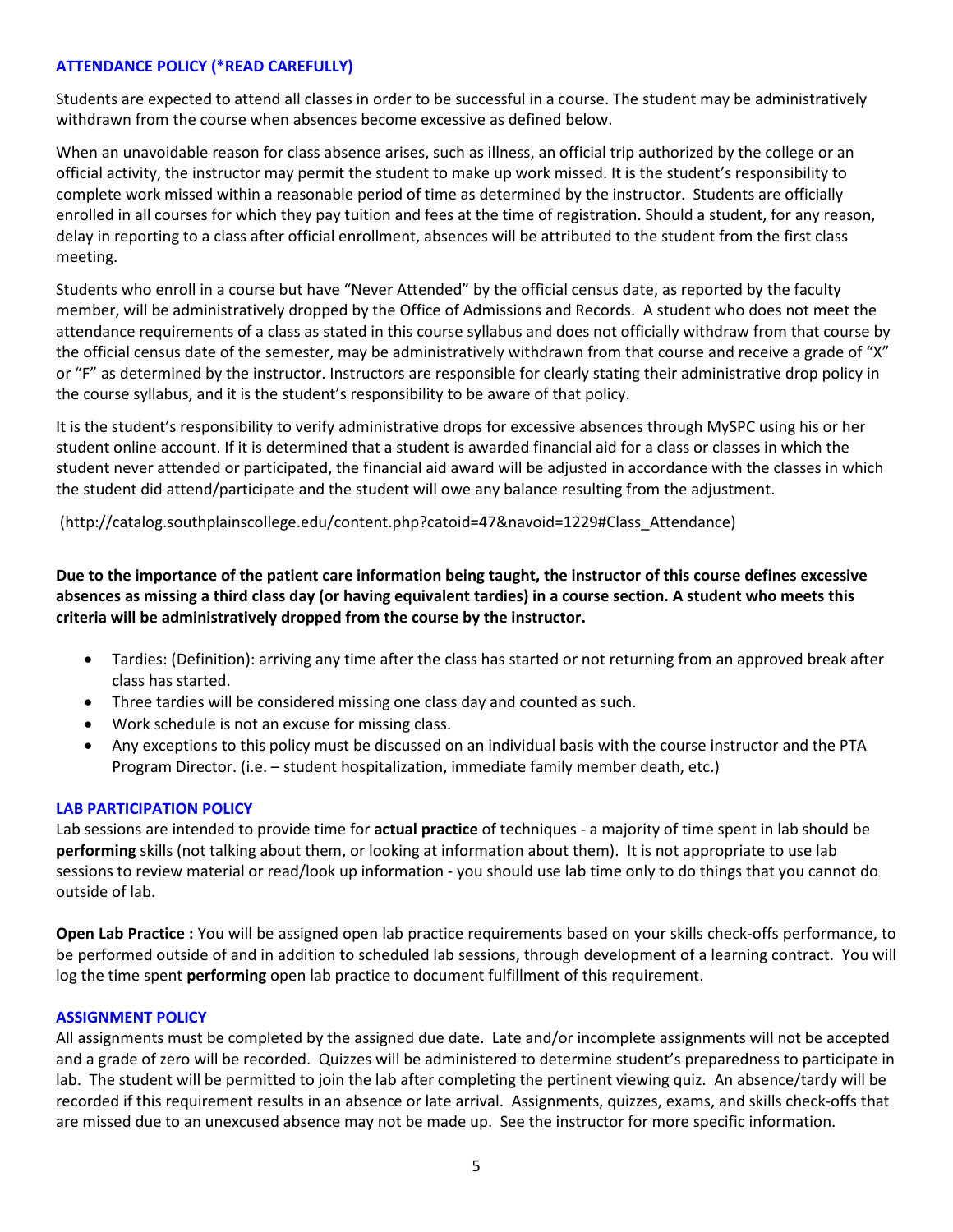## ATTENDANCE POLICY (*READ CAREFULLY)

Students are expected to attend all classes in order to be successful in a course. The student may be administratively withdrawn from the course when absences become excessive as defined below.

When an unavoidable reason for class absence arises, such as illness, an official trip authorized by the college or an official activity, the instructor may permit the student to make up work missed. It is the student's responsibility to complete work missed within a reasonable period of time as determined by the instructor. Students are officially enrolled in all courses for which they pay tuition and fees at the time of registration. Should a student, for any reason, delay in reporting to a class after official enrollment, absences will be attributed to the student from the first class meeting.

Students who enroll in a course but have "Never Attended" by the official census date, as reported by the faculty member, will be administratively dropped by the Office of Admissions and Records. A student who does not meet the attendance requirements of a class as stated in this course syllabus and does not officially withdraw from that course by the official census date of the semester, may be administratively withdrawn from that course and receive a grade of "X" or "F" as determined by the instructor. Instructors are responsible for clearly stating their administrative drop policy in the course syllabus, and it is the student's responsibility to be aware of that policy.

It is the student's responsibility to verify administrative drops for excessive absences through MySPC using his or her student online account. If it is determined that a student is awarded financial aid for a class or classes in which the student never attended or participated, the financial aid award will be adjusted in accordance with the classes in which the student did attend/participate and the student will owe any balance resulting from the adjustment.

(http://catalog.southplainscollege.edu/content.php?catoid=47&navoid=1229#Class_Attendance)

**Due to the importance of the patient care information being taught, the instructor of this course defines excessive absences as missing a third class day (or having equivalent tardies) in a course section. A student who meets this criteria will be administratively dropped from the course by the instructor.**

- Tardies: (Definition): arriving any time after the class has started or not returning from an approved break after class has started.
- Three tardies will be considered missing one class day and counted as such.
- Work schedule is not an excuse for missing class.
- Any exceptions to this policy must be discussed on an individual basis with the course instructor and the PTA Program Director. (i.e. – student hospitalization, immediate family member death, etc.)

## LAB PARTICIPATION POLICY

Lab sessions are intended to provide time for **actual practice** of techniques - a majority of time spent in lab should be **performing** skills (not talking about them, or looking at information about them). It is not appropriate to use lab sessions to review material or read/look up information - you should use lab time only to do things that you cannot do outside of lab.

**Open Lab Practice :** You will be assigned open lab practice requirements based on your skills check-offs performance, to be performed outside of and in addition to scheduled lab sessions, through development of a learning contract. You will log the time spent **performing** open lab practice to document fulfillment of this requirement.

## ASSIGNMENT POLICY

All assignments must be completed by the assigned due date. Late and/or incomplete assignments will not be accepted and a grade of zero will be recorded. Quizzes will be administered to determine student's preparedness to participate in lab. The student will be permitted to join the lab after completing the pertinent viewing quiz. An absence/tardy will be recorded if this requirement results in an absence or late arrival. Assignments, quizzes, exams, and skills check-offs that are missed due to an unexcused absence may not be made up. See the instructor for more specific information.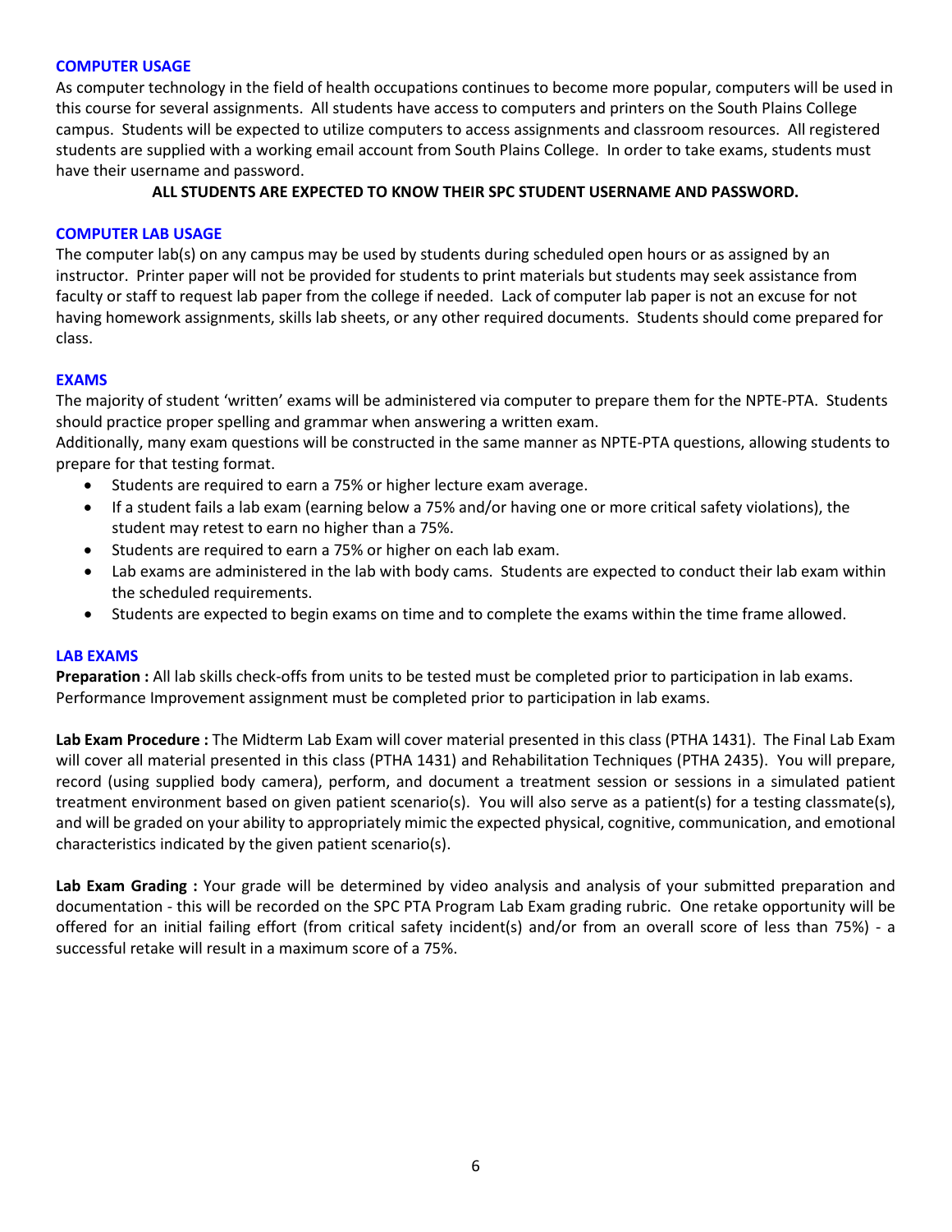### COMPUTER USAGE

As computer technology in the field of health occupations continues to become more popular, computers will be used in this course for several assignments. All students have access to computers and printers on the South Plains College campus. Students will be expected to utilize computers to access assignments and classroom resources. All registered students are supplied with a working email account from South Plains College. In order to take exams, students must have their username and password.

**ALL STUDENTS ARE EXPECTED TO KNOW THEIR SPC STUDENT USERNAME AND PASSWORD.**

### COMPUTER LAB USAGE

The computer lab(s) on any campus may be used by students during scheduled open hours or as assigned by an instructor. Printer paper will not be provided for students to print materials but students may seek assistance from faculty or staff to request lab paper from the college if needed. Lack of computer lab paper is not an excuse for not having homework assignments, skills lab sheets, or any other required documents. Students should come prepared for class.

### EXAMS

The majority of student 'written' exams will be administered via computer to prepare them for the NPTE-PTA. Students should practice proper spelling and grammar when answering a written exam.

Additionally, many exam questions will be constructed in the same manner as NPTE-PTA questions, allowing students to prepare for that testing format.

- Students are required to earn a 75% or higher lecture exam average.
- If a student fails a lab exam (earning below a 75% and/or having one or more critical safety violations), the student may retest to earn no higher than a 75%.
- Students are required to earn a 75% or higher on each lab exam.
- Lab exams are administered in the lab with body cams. Students are expected to conduct their lab exam within the scheduled requirements.
- Students are expected to begin exams on time and to complete the exams within the time frame allowed.

### LAB EXAMS

**Preparation :** All lab skills check-offs from units to be tested must be completed prior to participation in lab exams. Performance Improvement assignment must be completed prior to participation in lab exams.

**Lab Exam Procedure :** The Midterm Lab Exam will cover material presented in this class (PTHA 1431). The Final Lab Exam will cover all material presented in this class (PTHA 1431) and Rehabilitation Techniques (PTHA 2435). You will prepare, record (using supplied body camera), perform, and document a treatment session or sessions in a simulated patient treatment environment based on given patient scenario(s). You will also serve as a patient(s) for a testing classmate(s), and will be graded on your ability to appropriately mimic the expected physical, cognitive, communication, and emotional characteristics indicated by the given patient scenario(s).

**Lab Exam Grading :** Your grade will be determined by video analysis and analysis of your submitted preparation and documentation - this will be recorded on the SPC PTA Program Lab Exam grading rubric. One retake opportunity will be offered for an initial failing effort (from critical safety incident(s) and/or from an overall score of less than 75%) - a successful retake will result in a maximum score of a 75%.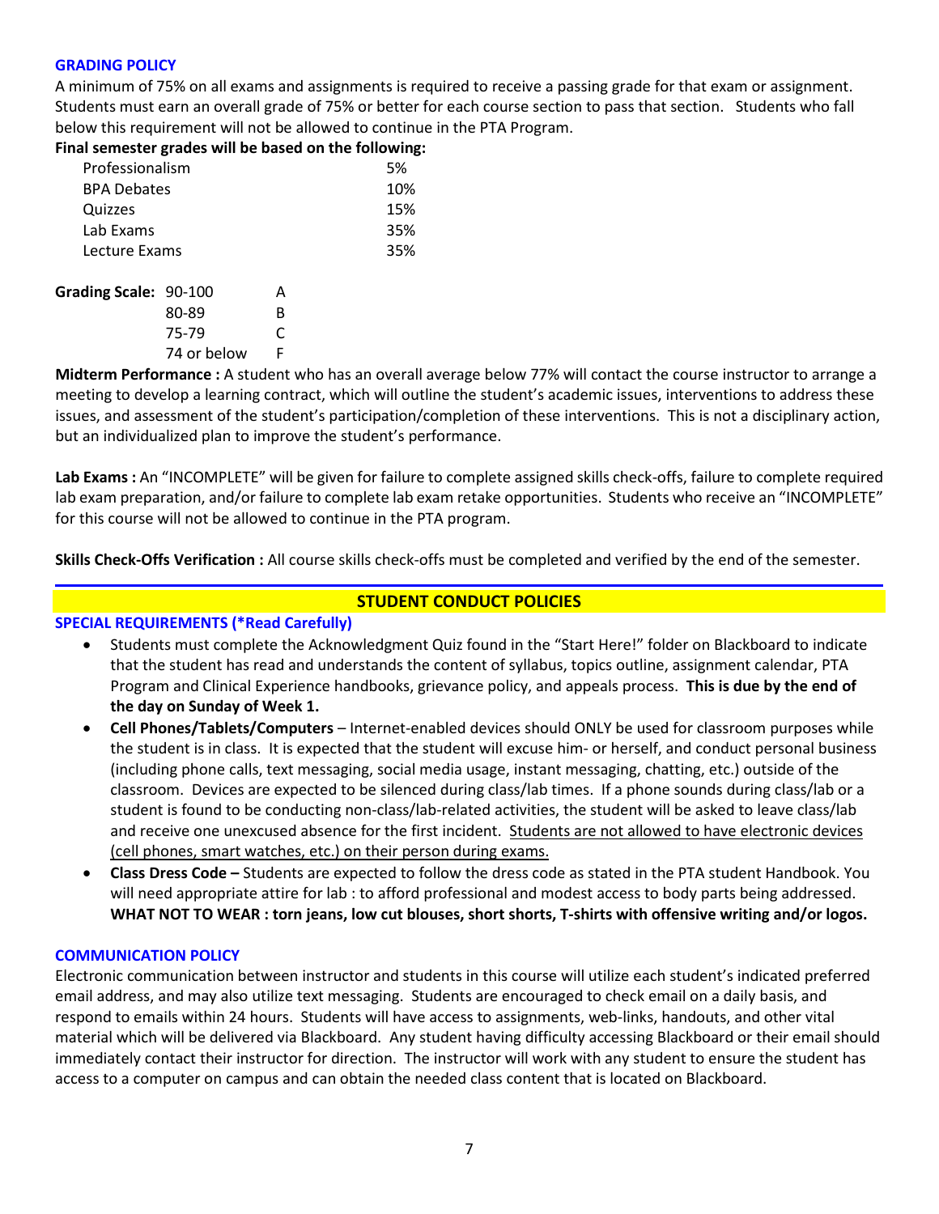### GRADING POLICY

A minimum of 75% on all exams and assignments is required to receive a passing grade for that exam or assignment. Students must earn an overall grade of 75% or better for each course section to pass that section. Students who fall below this requirement will not be allowed to continue in the PTA Program.

**Final semester grades will be based on the following:**

| Component | Weight |
|---|---|
| Professionalism | 5% |
| BPA Debates | 10% |
| Quizzes | 15% |
| Lab Exams | 35% |
| Lecture Exams | 35% |

**Grading Scale:**

| Range | Grade |
|---|---|
| 90-100 | A |
| 80-89 | B |
| 75-79 | C |
| 74 or below | F |

**Midterm Performance :** A student who has an overall average below 77% will contact the course instructor to arrange a meeting to develop a learning contract, which will outline the student's academic issues, interventions to address these issues, and assessment of the student's participation/completion of these interventions. This is not a disciplinary action, but an individualized plan to improve the student's performance.

**Lab Exams :** An "INCOMPLETE" will be given for failure to complete assigned skills check-offs, failure to complete required lab exam preparation, and/or failure to complete lab exam retake opportunities. Students who receive an "INCOMPLETE" for this course will not be allowed to continue in the PTA program.

**Skills Check-Offs Verification :** All course skills check-offs must be completed and verified by the end of the semester.

## STUDENT CONDUCT POLICIES

### SPECIAL REQUIREMENTS (*Read Carefully)

- Students must complete the Acknowledgment Quiz found in the "Start Here!" folder on Blackboard to indicate that the student has read and understands the content of syllabus, topics outline, assignment calendar, PTA Program and Clinical Experience handbooks, grievance policy, and appeals process. **This is due by the end of the day on Sunday of Week 1.**
- **Cell Phones/Tablets/Computers** – Internet-enabled devices should ONLY be used for classroom purposes while the student is in class. It is expected that the student will excuse him- or herself, and conduct personal business (including phone calls, text messaging, social media usage, instant messaging, chatting, etc.) outside of the classroom. Devices are expected to be silenced during class/lab times. If a phone sounds during class/lab or a student is found to be conducting non-class/lab-related activities, the student will be asked to leave class/lab and receive one unexcused absence for the first incident. <u>Students are not allowed to have electronic devices (cell phones, smart watches, etc.) on their person during exams.</u>
- **Class Dress Code –** Students are expected to follow the dress code as stated in the PTA student Handbook. You will need appropriate attire for lab : to afford professional and modest access to body parts being addressed. **WHAT NOT TO WEAR : torn jeans, low cut blouses, short shorts, T-shirts with offensive writing and/or logos.**

### COMMUNICATION POLICY

Electronic communication between instructor and students in this course will utilize each student's indicated preferred email address, and may also utilize text messaging. Students are encouraged to check email on a daily basis, and respond to emails within 24 hours. Students will have access to assignments, web-links, handouts, and other vital material which will be delivered via Blackboard. Any student having difficulty accessing Blackboard or their email should immediately contact their instructor for direction. The instructor will work with any student to ensure the student has access to a computer on campus and can obtain the needed class content that is located on Blackboard.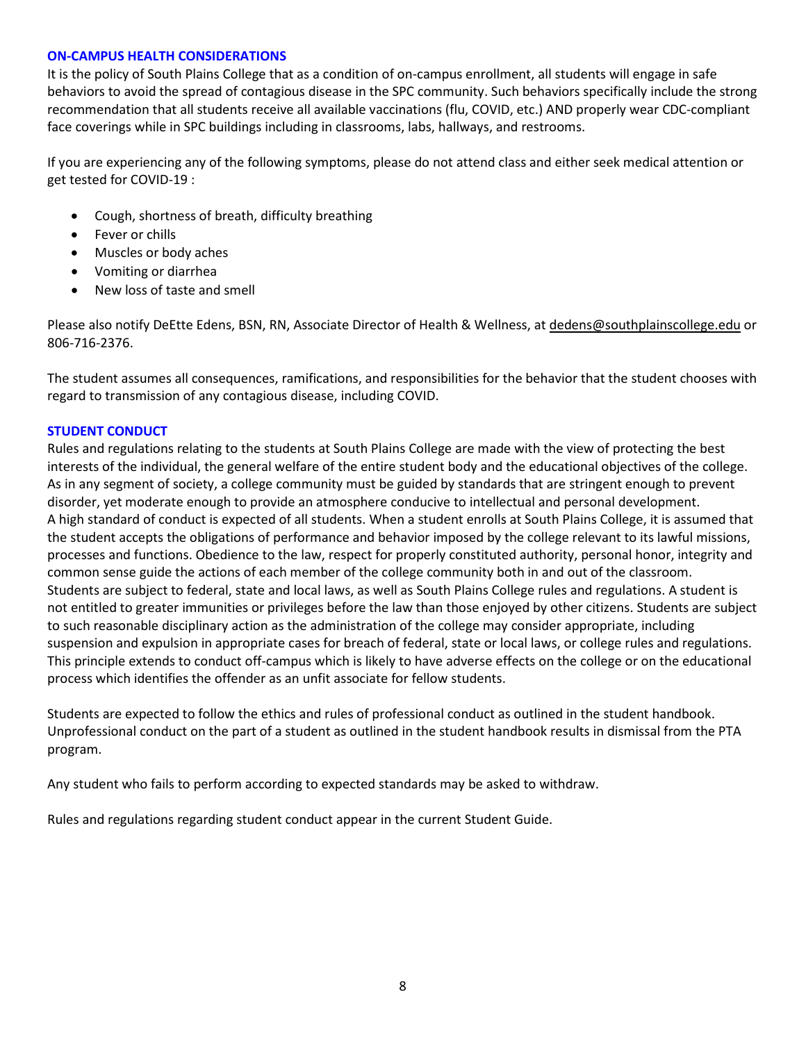## ON-CAMPUS HEALTH CONSIDERATIONS

It is the policy of South Plains College that as a condition of on-campus enrollment, all students will engage in safe behaviors to avoid the spread of contagious disease in the SPC community. Such behaviors specifically include the strong recommendation that all students receive all available vaccinations (flu, COVID, etc.) AND properly wear CDC-compliant face coverings while in SPC buildings including in classrooms, labs, hallways, and restrooms.

If you are experiencing any of the following symptoms, please do not attend class and either seek medical attention or get tested for COVID-19 :

- Cough, shortness of breath, difficulty breathing
- Fever or chills
- Muscles or body aches
- Vomiting or diarrhea
- New loss of taste and smell

Please also notify DeEtte Edens, BSN, RN, Associate Director of Health & Wellness, at dedens@southplainscollege.edu or 806-716-2376.

The student assumes all consequences, ramifications, and responsibilities for the behavior that the student chooses with regard to transmission of any contagious disease, including COVID.

## STUDENT CONDUCT

Rules and regulations relating to the students at South Plains College are made with the view of protecting the best interests of the individual, the general welfare of the entire student body and the educational objectives of the college. As in any segment of society, a college community must be guided by standards that are stringent enough to prevent disorder, yet moderate enough to provide an atmosphere conducive to intellectual and personal development.
A high standard of conduct is expected of all students. When a student enrolls at South Plains College, it is assumed that the student accepts the obligations of performance and behavior imposed by the college relevant to its lawful missions, processes and functions. Obedience to the law, respect for properly constituted authority, personal honor, integrity and common sense guide the actions of each member of the college community both in and out of the classroom.
Students are subject to federal, state and local laws, as well as South Plains College rules and regulations. A student is not entitled to greater immunities or privileges before the law than those enjoyed by other citizens. Students are subject to such reasonable disciplinary action as the administration of the college may consider appropriate, including suspension and expulsion in appropriate cases for breach of federal, state or local laws, or college rules and regulations. This principle extends to conduct off-campus which is likely to have adverse effects on the college or on the educational process which identifies the offender as an unfit associate for fellow students.

Students are expected to follow the ethics and rules of professional conduct as outlined in the student handbook. Unprofessional conduct on the part of a student as outlined in the student handbook results in dismissal from the PTA program.

Any student who fails to perform according to expected standards may be asked to withdraw.

Rules and regulations regarding student conduct appear in the current Student Guide.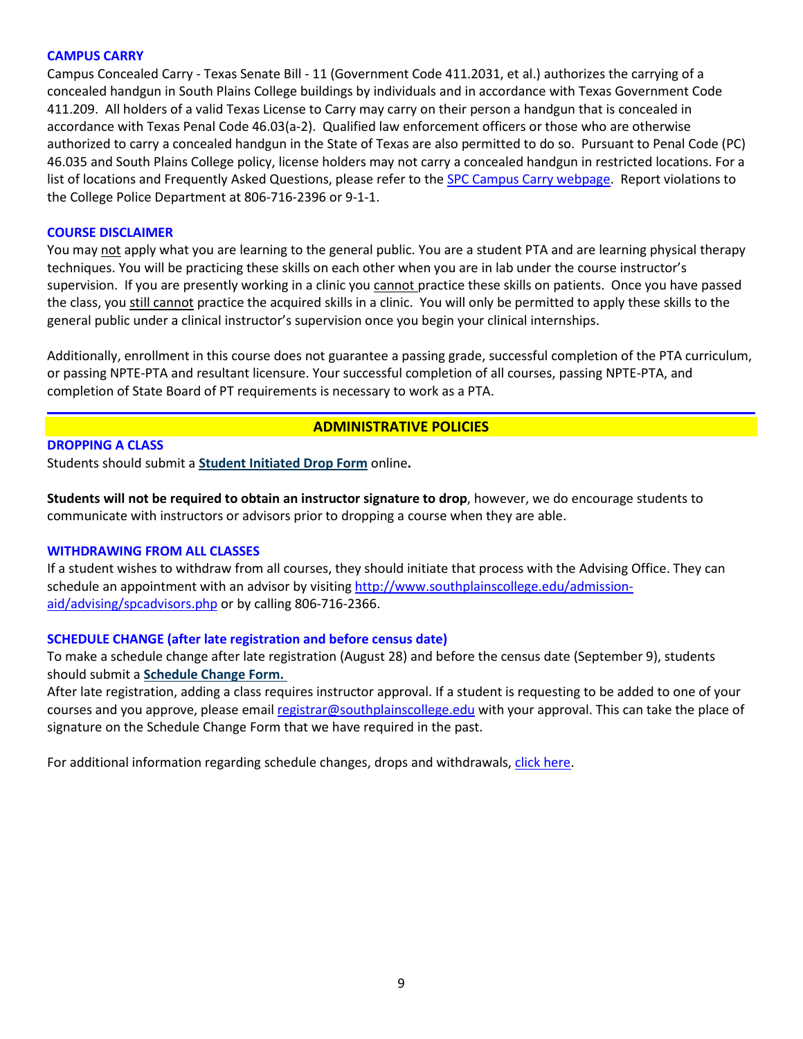### CAMPUS CARRY

Campus Concealed Carry - Texas Senate Bill - 11 (Government Code 411.2031, et al.) authorizes the carrying of a concealed handgun in South Plains College buildings by individuals and in accordance with Texas Government Code 411.209. All holders of a valid Texas License to Carry may carry on their person a handgun that is concealed in accordance with Texas Penal Code 46.03(a-2). Qualified law enforcement officers or those who are otherwise authorized to carry a concealed handgun in the State of Texas are also permitted to do so. Pursuant to Penal Code (PC) 46.035 and South Plains College policy, license holders may not carry a concealed handgun in restricted locations. For a list of locations and Frequently Asked Questions, please refer to the SPC Campus Carry webpage. Report violations to the College Police Department at 806-716-2396 or 9-1-1.

### COURSE DISCLAIMER

You may not apply what you are learning to the general public. You are a student PTA and are learning physical therapy techniques. You will be practicing these skills on each other when you are in lab under the course instructor's supervision. If you are presently working in a clinic you cannot practice these skills on patients. Once you have passed the class, you still cannot practice the acquired skills in a clinic. You will only be permitted to apply these skills to the general public under a clinical instructor's supervision once you begin your clinical internships.

Additionally, enrollment in this course does not guarantee a passing grade, successful completion of the PTA curriculum, or passing NPTE-PTA and resultant licensure. Your successful completion of all courses, passing NPTE-PTA, and completion of State Board of PT requirements is necessary to work as a PTA.

## ADMINISTRATIVE POLICIES

### DROPPING A CLASS

Students should submit a **Student Initiated Drop Form** online**.**

**Students will not be required to obtain an instructor signature to drop**, however, we do encourage students to communicate with instructors or advisors prior to dropping a course when they are able.

### WITHDRAWING FROM ALL CLASSES

If a student wishes to withdraw from all courses, they should initiate that process with the Advising Office. They can schedule an appointment with an advisor by visiting http://www.southplainscollege.edu/admission-aid/advising/spcadvisors.php or by calling 806-716-2366.

### SCHEDULE CHANGE (after late registration and before census date)

To make a schedule change after late registration (August 28) and before the census date (September 9), students should submit a **Schedule Change Form.**

After late registration, adding a class requires instructor approval. If a student is requesting to be added to one of your courses and you approve, please email registrar@southplainscollege.edu with your approval. This can take the place of signature on the Schedule Change Form that we have required in the past.

For additional information regarding schedule changes, drops and withdrawals, click here.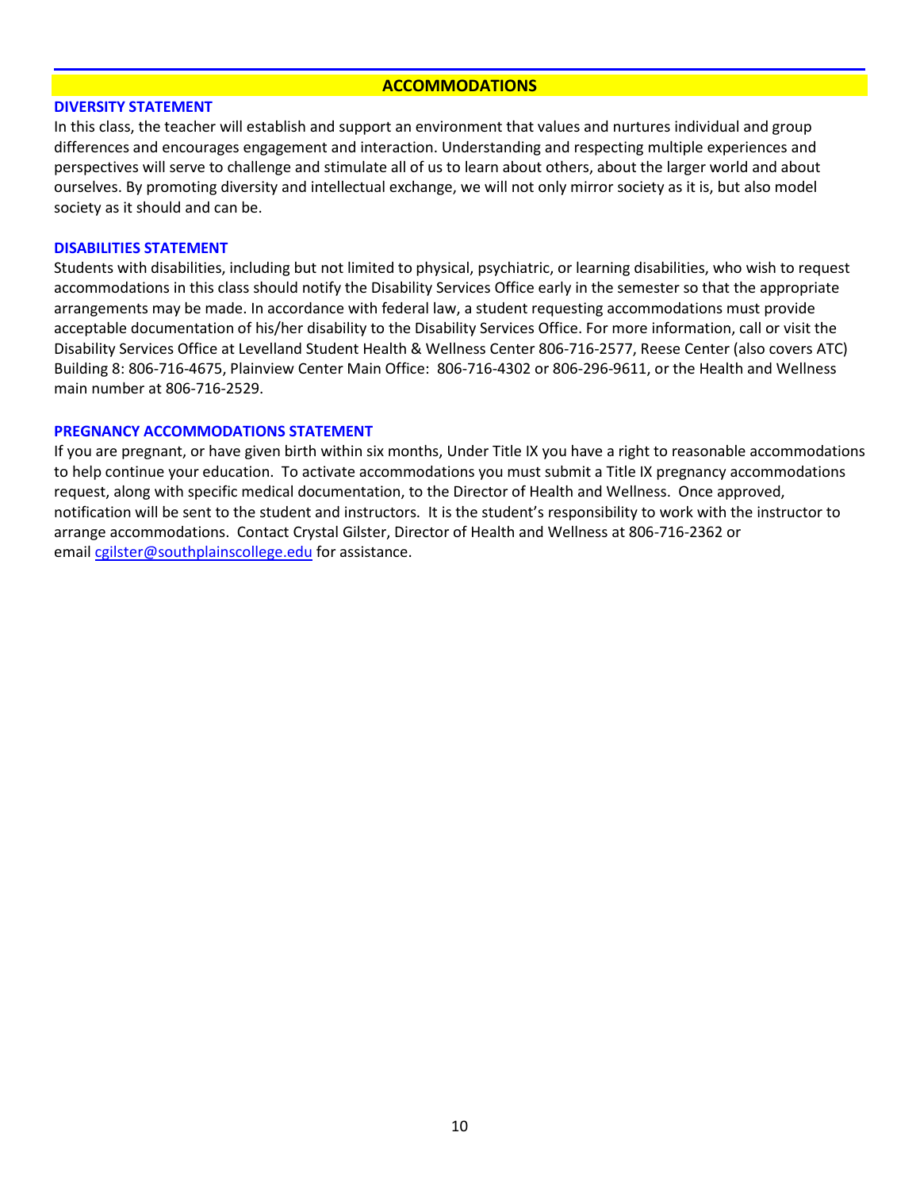## ACCOMMODATIONS

### DIVERSITY STATEMENT

In this class, the teacher will establish and support an environment that values and nurtures individual and group differences and encourages engagement and interaction. Understanding and respecting multiple experiences and perspectives will serve to challenge and stimulate all of us to learn about others, about the larger world and about ourselves. By promoting diversity and intellectual exchange, we will not only mirror society as it is, but also model society as it should and can be.

### DISABILITIES STATEMENT

Students with disabilities, including but not limited to physical, psychiatric, or learning disabilities, who wish to request accommodations in this class should notify the Disability Services Office early in the semester so that the appropriate arrangements may be made. In accordance with federal law, a student requesting accommodations must provide acceptable documentation of his/her disability to the Disability Services Office. For more information, call or visit the Disability Services Office at Levelland Student Health & Wellness Center 806-716-2577, Reese Center (also covers ATC) Building 8: 806-716-4675, Plainview Center Main Office: 806-716-4302 or 806-296-9611, or the Health and Wellness main number at 806-716-2529.

### PREGNANCY ACCOMMODATIONS STATEMENT

If you are pregnant, or have given birth within six months, Under Title IX you have a right to reasonable accommodations to help continue your education. To activate accommodations you must submit a Title IX pregnancy accommodations request, along with specific medical documentation, to the Director of Health and Wellness. Once approved, notification will be sent to the student and instructors. It is the student's responsibility to work with the instructor to arrange accommodations. Contact Crystal Gilster, Director of Health and Wellness at 806-716-2362 or email cgilster@southplainscollege.edu for assistance.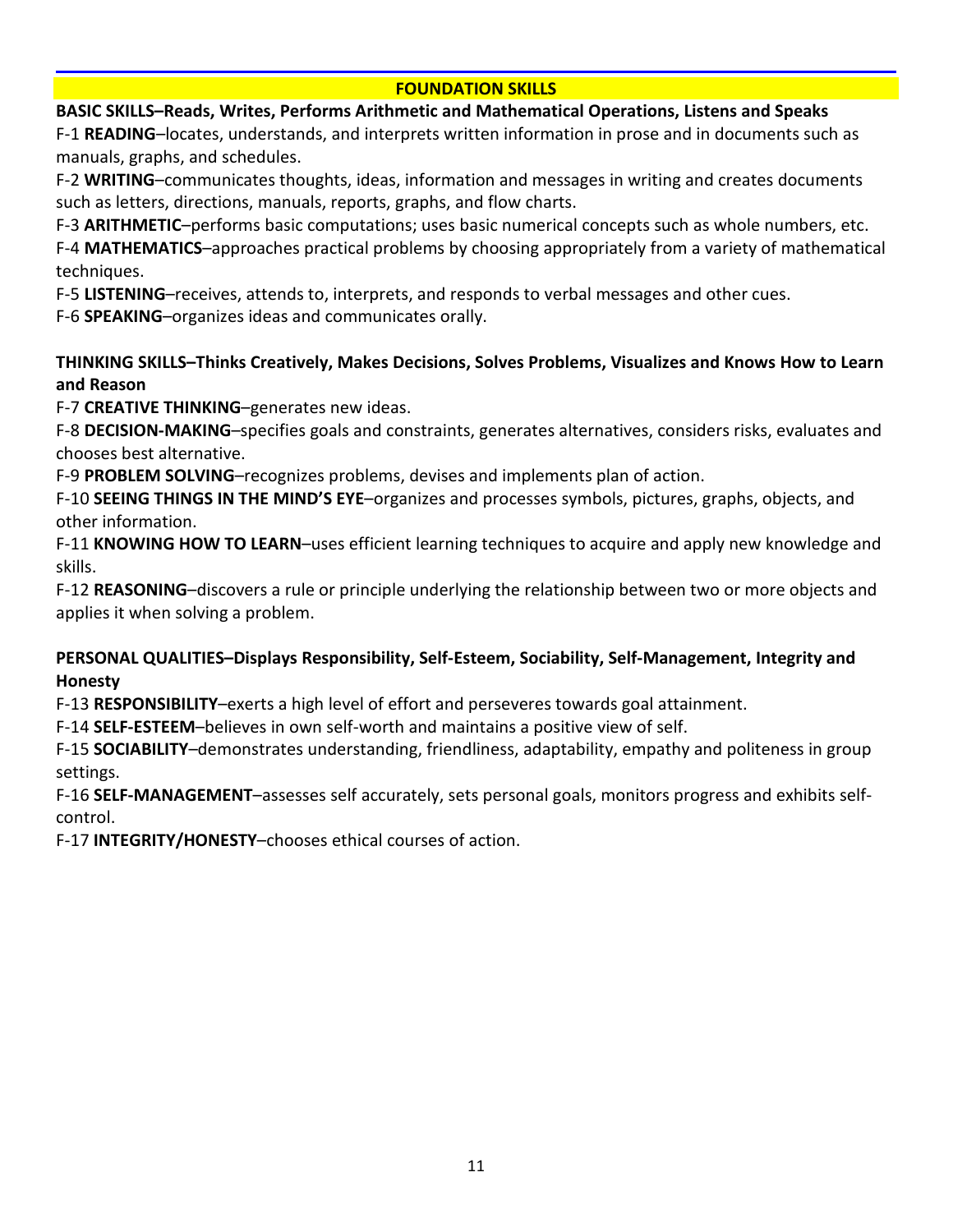## FOUNDATION SKILLS

**BASIC SKILLS–Reads, Writes, Performs Arithmetic and Mathematical Operations, Listens and Speaks**

F-1 **READING**–locates, understands, and interprets written information in prose and in documents such as manuals, graphs, and schedules.

F-2 **WRITING**–communicates thoughts, ideas, information and messages in writing and creates documents such as letters, directions, manuals, reports, graphs, and flow charts.

F-3 **ARITHMETIC**–performs basic computations; uses basic numerical concepts such as whole numbers, etc.

F-4 **MATHEMATICS**–approaches practical problems by choosing appropriately from a variety of mathematical techniques.

F-5 **LISTENING**–receives, attends to, interprets, and responds to verbal messages and other cues.

F-6 **SPEAKING**–organizes ideas and communicates orally.

**THINKING SKILLS–Thinks Creatively, Makes Decisions, Solves Problems, Visualizes and Knows How to Learn and Reason**

F-7 **CREATIVE THINKING**–generates new ideas.

F-8 **DECISION-MAKING**–specifies goals and constraints, generates alternatives, considers risks, evaluates and chooses best alternative.

F-9 **PROBLEM SOLVING**–recognizes problems, devises and implements plan of action.

F-10 **SEEING THINGS IN THE MIND'S EYE**–organizes and processes symbols, pictures, graphs, objects, and other information.

F-11 **KNOWING HOW TO LEARN**–uses efficient learning techniques to acquire and apply new knowledge and skills.

F-12 **REASONING**–discovers a rule or principle underlying the relationship between two or more objects and applies it when solving a problem.

**PERSONAL QUALITIES–Displays Responsibility, Self-Esteem, Sociability, Self-Management, Integrity and Honesty**

F-13 **RESPONSIBILITY**–exerts a high level of effort and perseveres towards goal attainment.

F-14 **SELF-ESTEEM**–believes in own self-worth and maintains a positive view of self.

F-15 **SOCIABILITY**–demonstrates understanding, friendliness, adaptability, empathy and politeness in group settings.

F-16 **SELF-MANAGEMENT**–assesses self accurately, sets personal goals, monitors progress and exhibits self-control.

F-17 **INTEGRITY/HONESTY**–chooses ethical courses of action.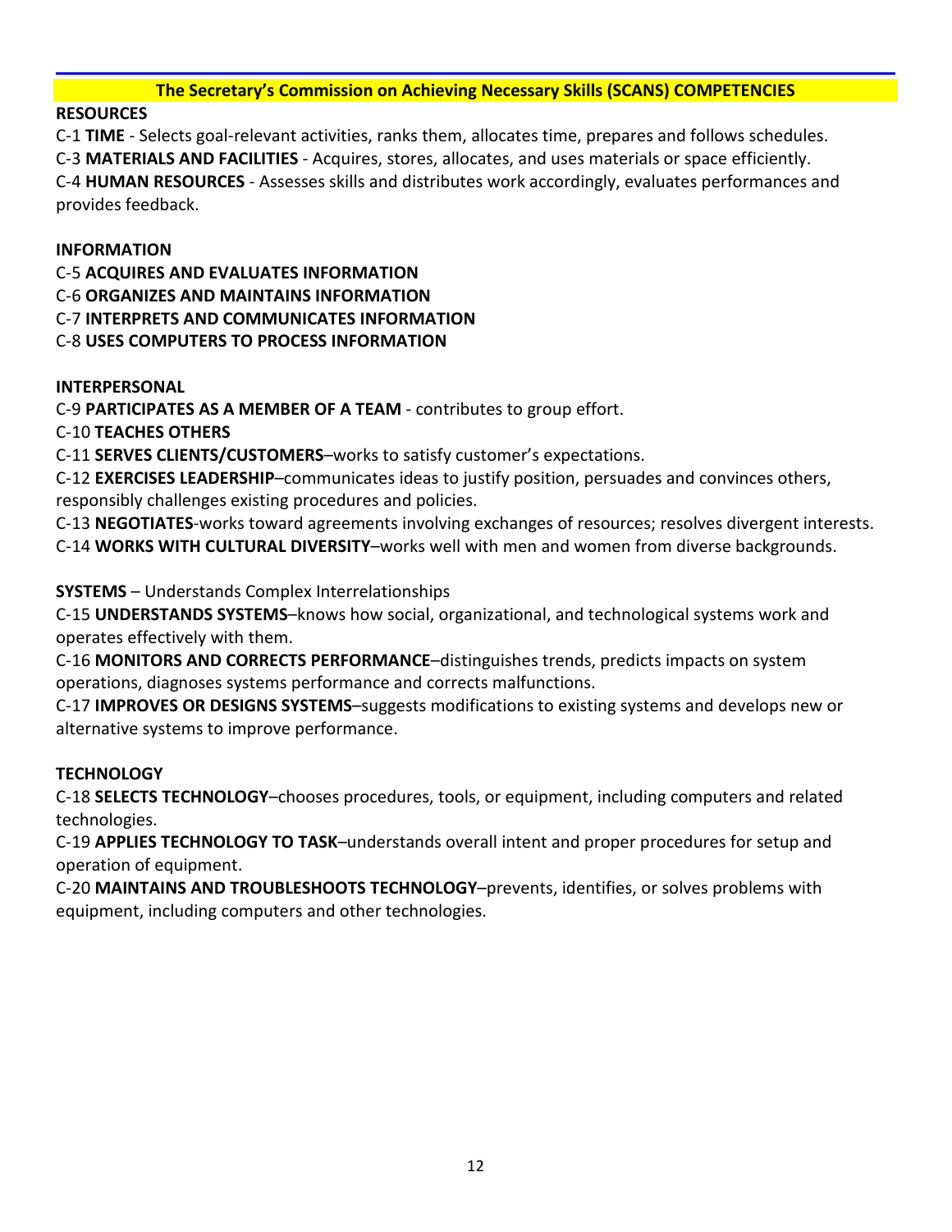## The Secretary's Commission on Achieving Necessary Skills (SCANS) COMPETENCIES

**RESOURCES**

C-1 **TIME** - Selects goal-relevant activities, ranks them, allocates time, prepares and follows schedules.
C-3 **MATERIALS AND FACILITIES** - Acquires, stores, allocates, and uses materials or space efficiently.
C-4 **HUMAN RESOURCES** - Assesses skills and distributes work accordingly, evaluates performances and provides feedback.

**INFORMATION**

C-5 **ACQUIRES AND EVALUATES INFORMATION**
C-6 **ORGANIZES AND MAINTAINS INFORMATION**
C-7 **INTERPRETS AND COMMUNICATES INFORMATION**
C-8 **USES COMPUTERS TO PROCESS INFORMATION**

**INTERPERSONAL**

C-9 **PARTICIPATES AS A MEMBER OF A TEAM** - contributes to group effort.
C-10 **TEACHES OTHERS**
C-11 **SERVES CLIENTS/CUSTOMERS**–works to satisfy customer's expectations.
C-12 **EXERCISES LEADERSHIP**–communicates ideas to justify position, persuades and convinces others, responsibly challenges existing procedures and policies.
C-13 **NEGOTIATES**-works toward agreements involving exchanges of resources; resolves divergent interests.
C-14 **WORKS WITH CULTURAL DIVERSITY**–works well with men and women from diverse backgrounds.

**SYSTEMS** – Understands Complex Interrelationships

C-15 **UNDERSTANDS SYSTEMS**–knows how social, organizational, and technological systems work and operates effectively with them.
C-16 **MONITORS AND CORRECTS PERFORMANCE**–distinguishes trends, predicts impacts on system operations, diagnoses systems performance and corrects malfunctions.
C-17 **IMPROVES OR DESIGNS SYSTEMS**–suggests modifications to existing systems and develops new or alternative systems to improve performance.

**TECHNOLOGY**

C-18 **SELECTS TECHNOLOGY**–chooses procedures, tools, or equipment, including computers and related technologies.
C-19 **APPLIES TECHNOLOGY TO TASK**–understands overall intent and proper procedures for setup and operation of equipment.
C-20 **MAINTAINS AND TROUBLESHOOTS TECHNOLOGY**–prevents, identifies, or solves problems with equipment, including computers and other technologies.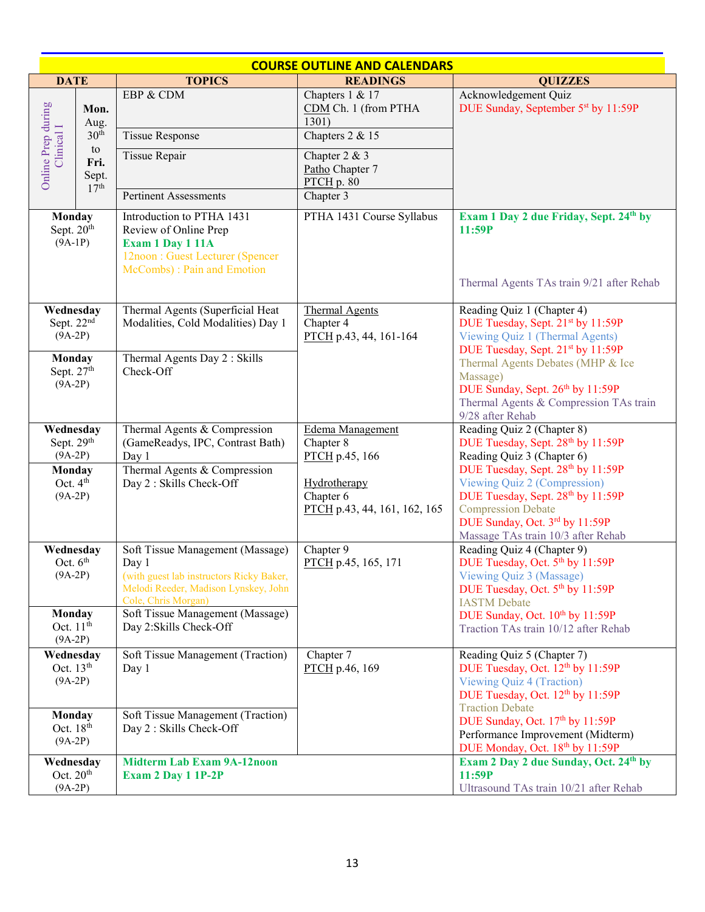## COURSE OUTLINE AND CALENDARS

| DATE | TOPICS | READINGS | QUIZZES |
|---|---|---|---|
| Online Prep during Clinical I — Mon. Aug. 30th to Fri. Sept. 17th | EBP & CDM | Chapters 1 & 17<br>CDM Ch. 1 (from PTHA 1301) | Acknowledgement Quiz<br>DUE Sunday, September 5st by 11:59P |
| | Tissue Response | Chapters 2 & 15 | |
| | Tissue Repair | Chapter 2 & 3<br>Patho Chapter 7<br>PTCH p. 80 | |
| | Pertinent Assessments | Chapter 3 | |
| **Monday** Sept. 20th (9A-1P) | Introduction to PTHA 1431<br>Review of Online Prep<br>**Exam 1 Day 1 11A**<br>12noon : Guest Lecturer (Spencer McCombs) : Pain and Emotion | PTHA 1431 Course Syllabus | **Exam 1 Day 2 due Friday, Sept. 24th by 11:59P**<br><br>Thermal Agents TAs train 9/21 after Rehab |
| **Wednesday** Sept. 22nd (9A-2P) | Thermal Agents (Superficial Heat Modalities, Cold Modalities) Day 1 | Thermal Agents<br>Chapter 4<br>PTCH p.43, 44, 161-164 | Reading Quiz 1 (Chapter 4)<br>DUE Tuesday, Sept. 21st by 11:59P<br>Viewing Quiz 1 (Thermal Agents)<br>DUE Tuesday, Sept. 21st by 11:59P<br>Thermal Agents Debates (MHP & Ice Massage)<br>DUE Sunday, Sept. 26th by 11:59P<br>Thermal Agents & Compression TAs train 9/28 after Rehab |
| **Monday** Sept. 27th (9A-2P) | Thermal Agents Day 2 : Skills Check-Off | | |
| **Wednesday** Sept. 29th (9A-2P) | Thermal Agents & Compression (GameReadys, IPC, Contrast Bath) Day 1 | Edema Management<br>Chapter 8<br>PTCH p.45, 166<br><br>Hydrotherapy<br>Chapter 6<br>PTCH p.43, 44, 161, 162, 165 | Reading Quiz 2 (Chapter 8)<br>DUE Tuesday, Sept. 28th by 11:59P<br>Reading Quiz 3 (Chapter 6)<br>DUE Tuesday, Sept. 28th by 11:59P<br>Viewing Quiz 2 (Compression)<br>DUE Tuesday, Sept. 28th by 11:59P<br>Compression Debate<br>DUE Sunday, Oct. 3rd by 11:59P<br>Massage TAs train 10/3 after Rehab |
| **Monday** Oct. 4th (9A-2P) | Thermal Agents & Compression Day 2 : Skills Check-Off | | |
| **Wednesday** Oct. 6th (9A-2P) | Soft Tissue Management (Massage) Day 1<br>(with guest lab instructors Ricky Baker, Melodi Reeder, Madison Lynskey, John Cole, Chris Morgan) | Chapter 9<br>PTCH p.45, 165, 171 | Reading Quiz 4 (Chapter 9)<br>DUE Tuesday, Oct. 5th by 11:59P<br>Viewing Quiz 3 (Massage)<br>DUE Tuesday, Oct. 5th by 11:59P<br>IASTM Debate<br>DUE Sunday, Oct. 10th by 11:59P<br>Traction TAs train 10/12 after Rehab |
| **Monday** Oct. 11th (9A-2P) | Soft Tissue Management (Massage) Day 2:Skills Check-Off | | |
| **Wednesday** Oct. 13th (9A-2P) | Soft Tissue Management (Traction) Day 1 | Chapter 7<br>PTCH p.46, 169 | Reading Quiz 5 (Chapter 7)<br>DUE Tuesday, Oct. 12th by 11:59P<br>Viewing Quiz 4 (Traction)<br>DUE Tuesday, Oct. 12th by 11:59P<br>Traction Debate<br>DUE Sunday, Oct. 17th by 11:59P<br>Performance Improvement (Midterm)<br>DUE Monday, Oct. 18th by 11:59P |
| **Monday** Oct. 18th (9A-2P) | Soft Tissue Management (Traction) Day 2 : Skills Check-Off | | |
| **Wednesday** Oct. 20th (9A-2P) | **Midterm Lab Exam 9A-12noon**<br>**Exam 2 Day 1 1P-2P** | | **Exam 2 Day 2 due Sunday, Oct. 24th by 11:59P**<br>Ultrasound TAs train 10/21 after Rehab |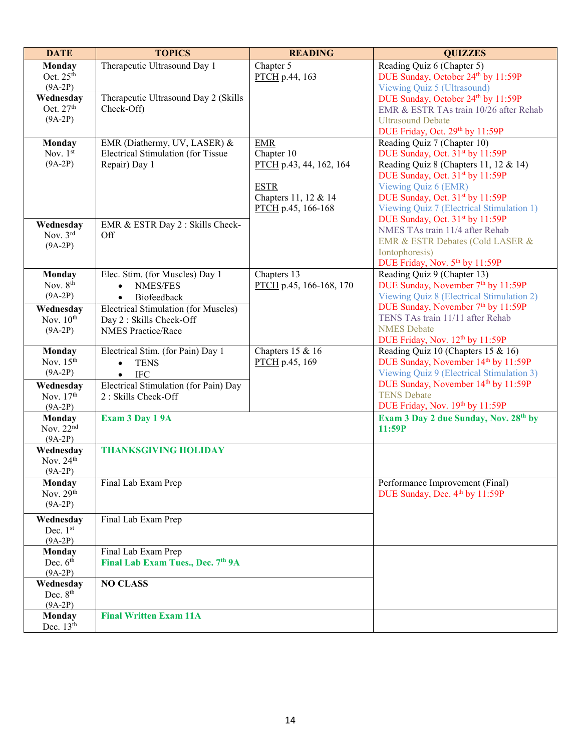| DATE | TOPICS | READING | QUIZZES |
|---|---|---|---|
| **Monday** Oct. 25th (9A-2P) | Therapeutic Ultrasound Day 1 | Chapter 5 PTCH p.44, 163 | Reading Quiz 6 (Chapter 5) DUE Sunday, October 24th by 11:59P Viewing Quiz 5 (Ultrasound) DUE Sunday, October 24th by 11:59P EMR & ESTR TAs train 10/26 after Rehab Ultrasound Debate DUE Friday, Oct. 29th by 11:59P |
| **Wednesday** Oct. 27th (9A-2P) | Therapeutic Ultrasound Day 2 (Skills Check-Off) | | |
| **Monday** Nov. 1st (9A-2P) | EMR (Diathermy, UV, LASER) & Electrical Stimulation (for Tissue Repair) Day 1 | EMR Chapter 10 PTCH p.43, 44, 162, 164<br><br>ESTR Chapters 11, 12 & 14 PTCH p.45, 166-168 | Reading Quiz 7 (Chapter 10) DUE Sunday, Oct. 31st by 11:59P Reading Quiz 8 (Chapters 11, 12 & 14) DUE Sunday, Oct. 31st by 11:59P Viewing Quiz 6 (EMR) DUE Sunday, Oct. 31st by 11:59P Viewing Quiz 7 (Electrical Stimulation 1) DUE Sunday, Oct. 31st by 11:59P NMES TAs train 11/4 after Rehab EMR & ESTR Debates (Cold LASER & Iontophoresis) DUE Friday, Nov. 5th by 11:59P |
| **Wednesday** Nov. 3rd (9A-2P) | EMR & ESTR Day 2 : Skills Check-Off | | |
| **Monday** Nov. 8th (9A-2P) | Elec. Stim. (for Muscles) Day 1<br>• NMES/FES<br>• Biofeedback | Chapters 13 PTCH p.45, 166-168, 170 | Reading Quiz 9 (Chapter 13) DUE Sunday, November 7th by 11:59P Viewing Quiz 8 (Electrical Stimulation 2) DUE Sunday, November 7th by 11:59P TENS TAs train 11/11 after Rehab NMES Debate DUE Friday, Nov. 12th by 11:59P |
| **Wednesday** Nov. 10th (9A-2P) | Electrical Stimulation (for Muscles) Day 2 : Skills Check-Off NMES Practice/Race | | |
| **Monday** Nov. 15th (9A-2P) | Electrical Stim. (for Pain) Day 1<br>• TENS<br>• IFC | Chapters 15 & 16 PTCH p.45, 169 | Reading Quiz 10 (Chapters 15 & 16) DUE Sunday, November 14th by 11:59P Viewing Quiz 9 (Electrical Stimulation 3) DUE Sunday, November 14th by 11:59P TENS Debate DUE Friday, Nov. 19th by 11:59P |
| **Wednesday** Nov. 17th (9A-2P) | Electrical Stimulation (for Pain) Day 2 : Skills Check-Off | | |
| **Monday** Nov. 22nd (9A-2P) | **Exam 3 Day 1 9A** | | **Exam 3 Day 2 due Sunday, Nov. 28th by 11:59P** |
| **Wednesday** Nov. 24th (9A-2P) | **THANKSGIVING HOLIDAY** | | |
| **Monday** Nov. 29th (9A-2P) | Final Lab Exam Prep | | Performance Improvement (Final) DUE Sunday, Dec. 4th by 11:59P |
| **Wednesday** Dec. 1st (9A-2P) | Final Lab Exam Prep | | |
| **Monday** Dec. 6th (9A-2P) | Final Lab Exam Prep **Final Lab Exam Tues., Dec. 7th 9A** | | |
| **Wednesday** Dec. 8th (9A-2P) | **NO CLASS** | | |
| **Monday** Dec. 13th | **Final Written Exam 11A** | | |